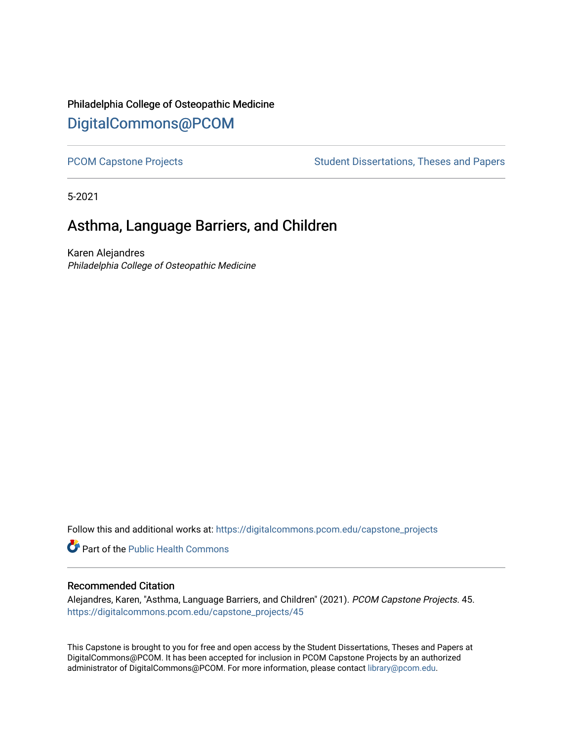Philadelphia College of Osteopathic Medicine

DigitalCommons@PCOM

PCOM Capstone Projects

Student Dissertations, Theses and Papers

5-2021

# Asthma, Language Barriers, and Children

Karen Alejandres

*Philadelphia College of Osteopathic Medicine*

Follow this and additional works at: https://digitalcommons.pcom.edu/capstone_projects

Part of the Public Health Commons

## Recommended Citation

Alejandres, Karen, "Asthma, Language Barriers, and Children" (2021). *PCOM Capstone Projects*. 45.
https://digitalcommons.pcom.edu/capstone_projects/45

This Capstone is brought to you for free and open access by the Student Dissertations, Theses and Papers at DigitalCommons@PCOM. It has been accepted for inclusion in PCOM Capstone Projects by an authorized administrator of DigitalCommons@PCOM. For more information, please contact library@pcom.edu.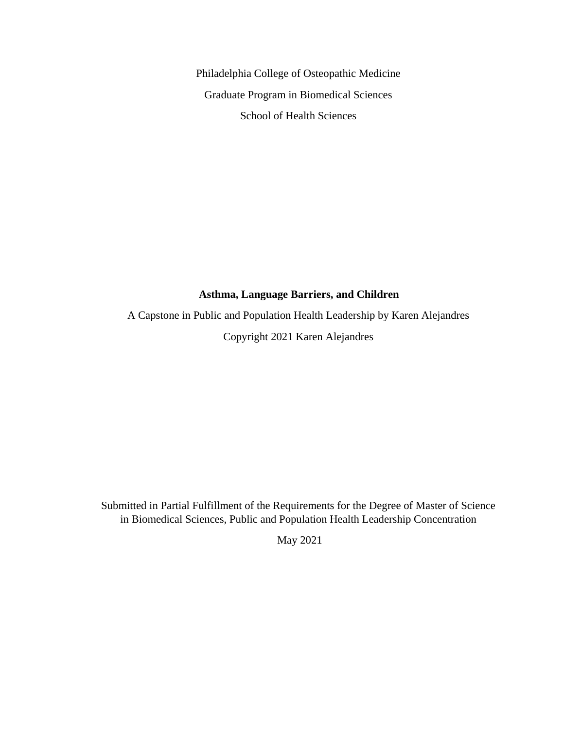Philadelphia College of Osteopathic Medicine

Graduate Program in Biomedical Sciences

School of Health Sciences

**Asthma, Language Barriers, and Children**

A Capstone in Public and Population Health Leadership by Karen Alejandres

Copyright 2021 Karen Alejandres

Submitted in Partial Fulfillment of the Requirements for the Degree of Master of Science in Biomedical Sciences, Public and Population Health Leadership Concentration

May 2021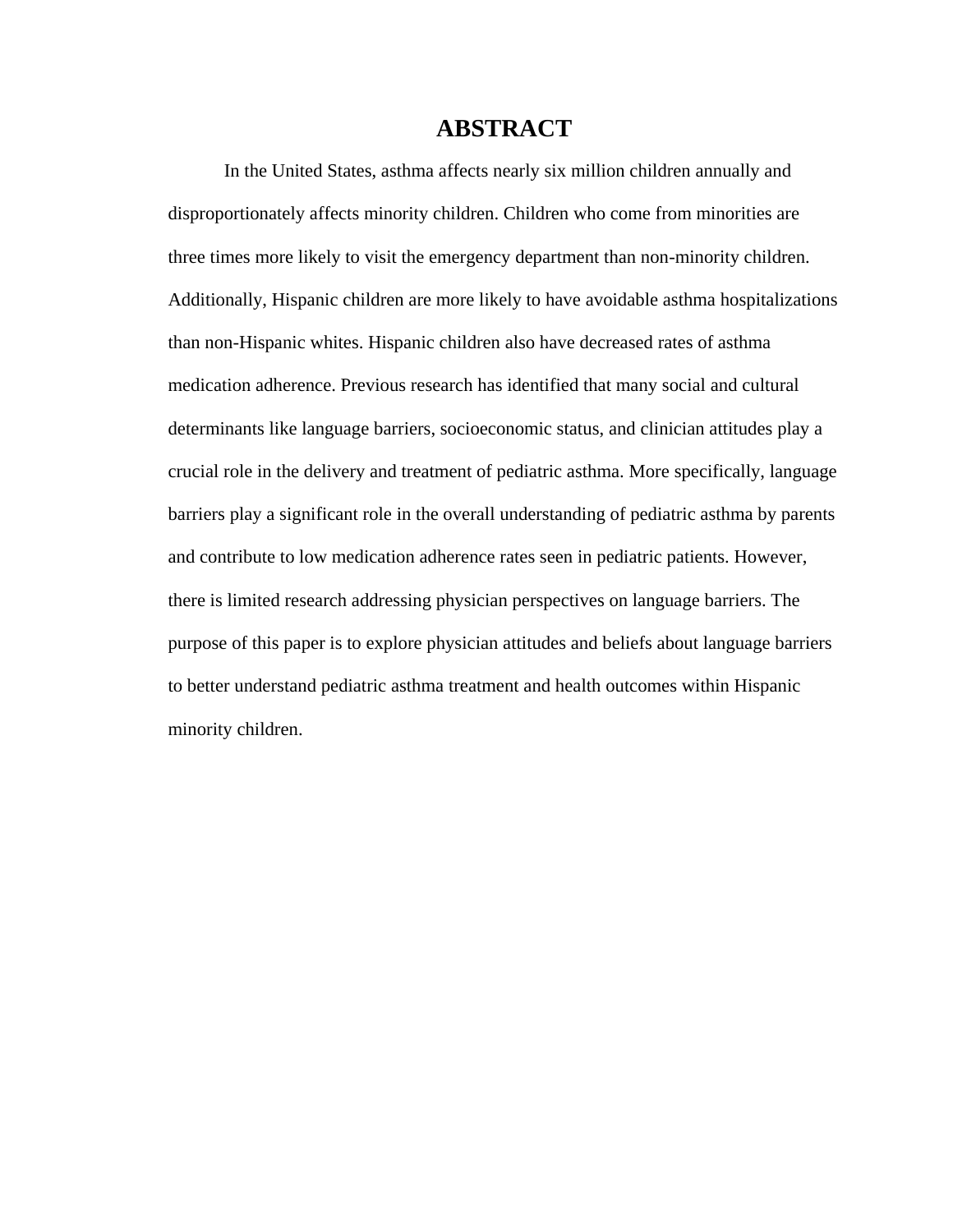# ABSTRACT

In the United States, asthma affects nearly six million children annually and disproportionately affects minority children. Children who come from minorities are three times more likely to visit the emergency department than non-minority children. Additionally, Hispanic children are more likely to have avoidable asthma hospitalizations than non-Hispanic whites. Hispanic children also have decreased rates of asthma medication adherence. Previous research has identified that many social and cultural determinants like language barriers, socioeconomic status, and clinician attitudes play a crucial role in the delivery and treatment of pediatric asthma. More specifically, language barriers play a significant role in the overall understanding of pediatric asthma by parents and contribute to low medication adherence rates seen in pediatric patients. However, there is limited research addressing physician perspectives on language barriers. The purpose of this paper is to explore physician attitudes and beliefs about language barriers to better understand pediatric asthma treatment and health outcomes within Hispanic minority children.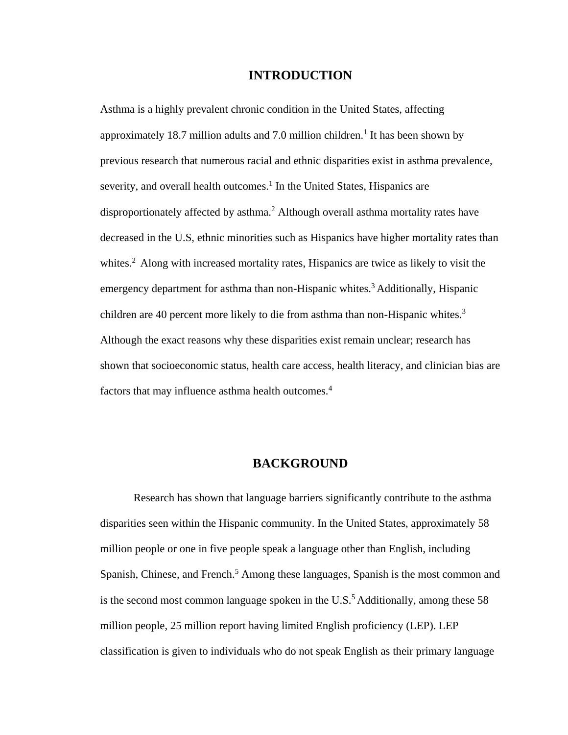## INTRODUCTION

Asthma is a highly prevalent chronic condition in the United States, affecting approximately 18.7 million adults and 7.0 million children.[1] It has been shown by previous research that numerous racial and ethnic disparities exist in asthma prevalence, severity, and overall health outcomes.[1] In the United States, Hispanics are disproportionately affected by asthma.[2] Although overall asthma mortality rates have decreased in the U.S, ethnic minorities such as Hispanics have higher mortality rates than whites.[2] Along with increased mortality rates, Hispanics are twice as likely to visit the emergency department for asthma than non-Hispanic whites.[3] Additionally, Hispanic children are 40 percent more likely to die from asthma than non-Hispanic whites.[3] Although the exact reasons why these disparities exist remain unclear; research has shown that socioeconomic status, health care access, health literacy, and clinician bias are factors that may influence asthma health outcomes.[4]

## BACKGROUND

Research has shown that language barriers significantly contribute to the asthma disparities seen within the Hispanic community. In the United States, approximately 58 million people or one in five people speak a language other than English, including Spanish, Chinese, and French.[5] Among these languages, Spanish is the most common and is the second most common language spoken in the U.S.[5] Additionally, among these 58 million people, 25 million report having limited English proficiency (LEP). LEP classification is given to individuals who do not speak English as their primary language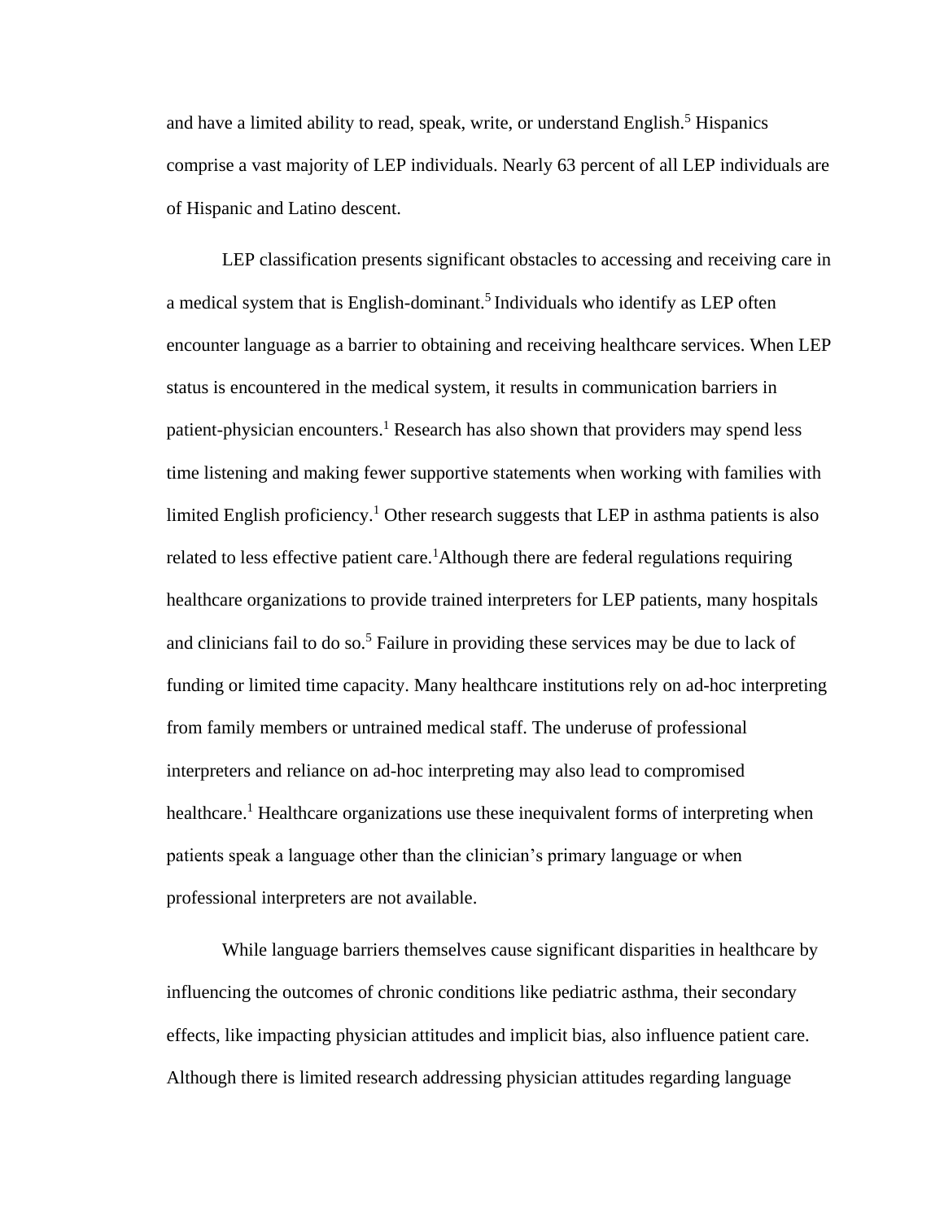and have a limited ability to read, speak, write, or understand English.[5] Hispanics comprise a vast majority of LEP individuals. Nearly 63 percent of all LEP individuals are of Hispanic and Latino descent.

LEP classification presents significant obstacles to accessing and receiving care in a medical system that is English-dominant.[5] Individuals who identify as LEP often encounter language as a barrier to obtaining and receiving healthcare services. When LEP status is encountered in the medical system, it results in communication barriers in patient-physician encounters.[1] Research has also shown that providers may spend less time listening and making fewer supportive statements when working with families with limited English proficiency.[1] Other research suggests that LEP in asthma patients is also related to less effective patient care.[1]Although there are federal regulations requiring healthcare organizations to provide trained interpreters for LEP patients, many hospitals and clinicians fail to do so.[5] Failure in providing these services may be due to lack of funding or limited time capacity. Many healthcare institutions rely on ad-hoc interpreting from family members or untrained medical staff. The underuse of professional interpreters and reliance on ad-hoc interpreting may also lead to compromised healthcare.[1] Healthcare organizations use these inequivalent forms of interpreting when patients speak a language other than the clinician's primary language or when professional interpreters are not available.

While language barriers themselves cause significant disparities in healthcare by influencing the outcomes of chronic conditions like pediatric asthma, their secondary effects, like impacting physician attitudes and implicit bias, also influence patient care. Although there is limited research addressing physician attitudes regarding language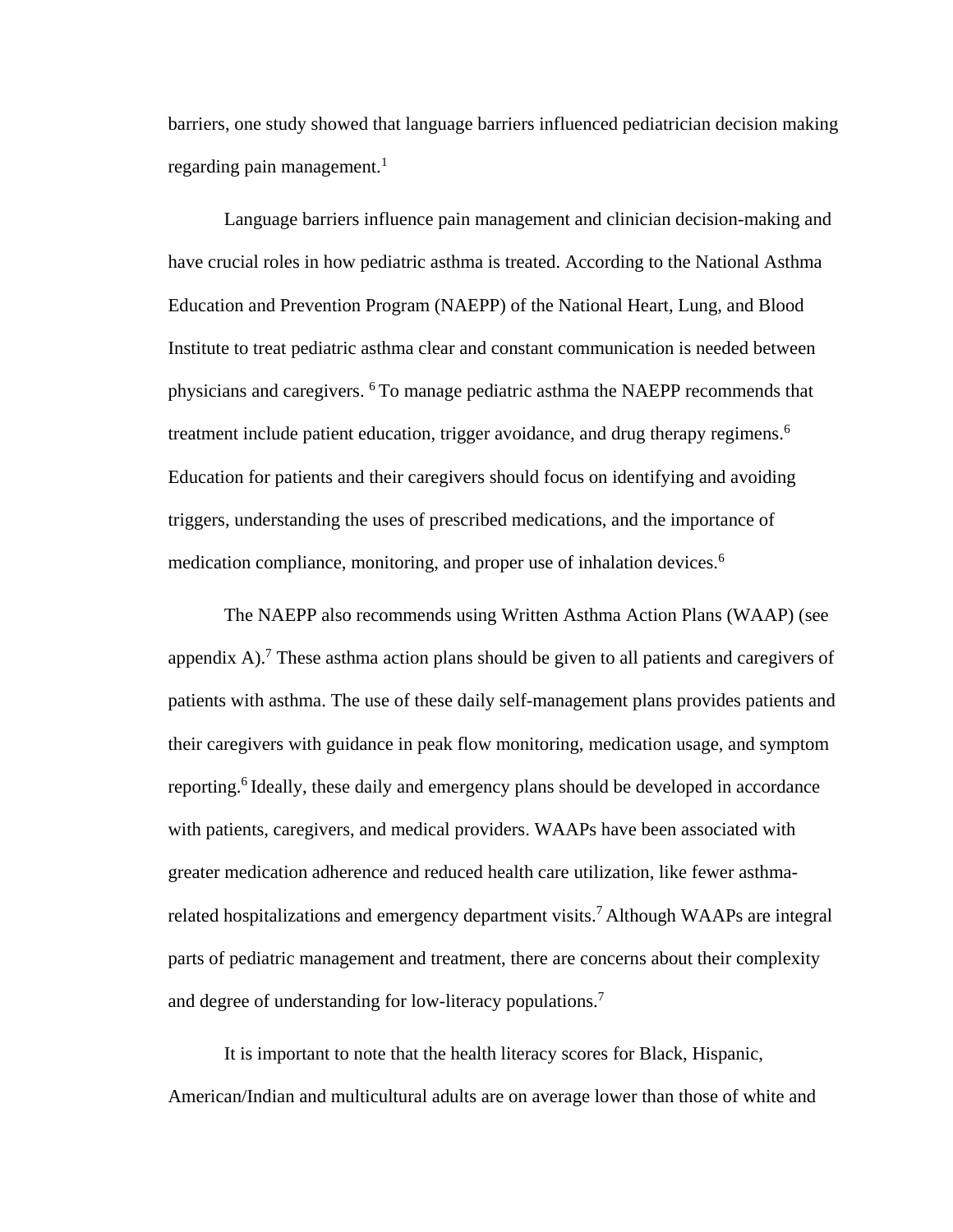barriers, one study showed that language barriers influenced pediatrician decision making regarding pain management.[1]

Language barriers influence pain management and clinician decision-making and have crucial roles in how pediatric asthma is treated. According to the National Asthma Education and Prevention Program (NAEPP) of the National Heart, Lung, and Blood Institute to treat pediatric asthma clear and constant communication is needed between physicians and caregivers. [6] To manage pediatric asthma the NAEPP recommends that treatment include patient education, trigger avoidance, and drug therapy regimens.[6] Education for patients and their caregivers should focus on identifying and avoiding triggers, understanding the uses of prescribed medications, and the importance of medication compliance, monitoring, and proper use of inhalation devices.[6]

The NAEPP also recommends using Written Asthma Action Plans (WAAP) (see appendix A).[7] These asthma action plans should be given to all patients and caregivers of patients with asthma. The use of these daily self-management plans provides patients and their caregivers with guidance in peak flow monitoring, medication usage, and symptom reporting.[6] Ideally, these daily and emergency plans should be developed in accordance with patients, caregivers, and medical providers. WAAPs have been associated with greater medication adherence and reduced health care utilization, like fewer asthma-related hospitalizations and emergency department visits.[7] Although WAAPs are integral parts of pediatric management and treatment, there are concerns about their complexity and degree of understanding for low-literacy populations.[7]

It is important to note that the health literacy scores for Black, Hispanic, American/Indian and multicultural adults are on average lower than those of white and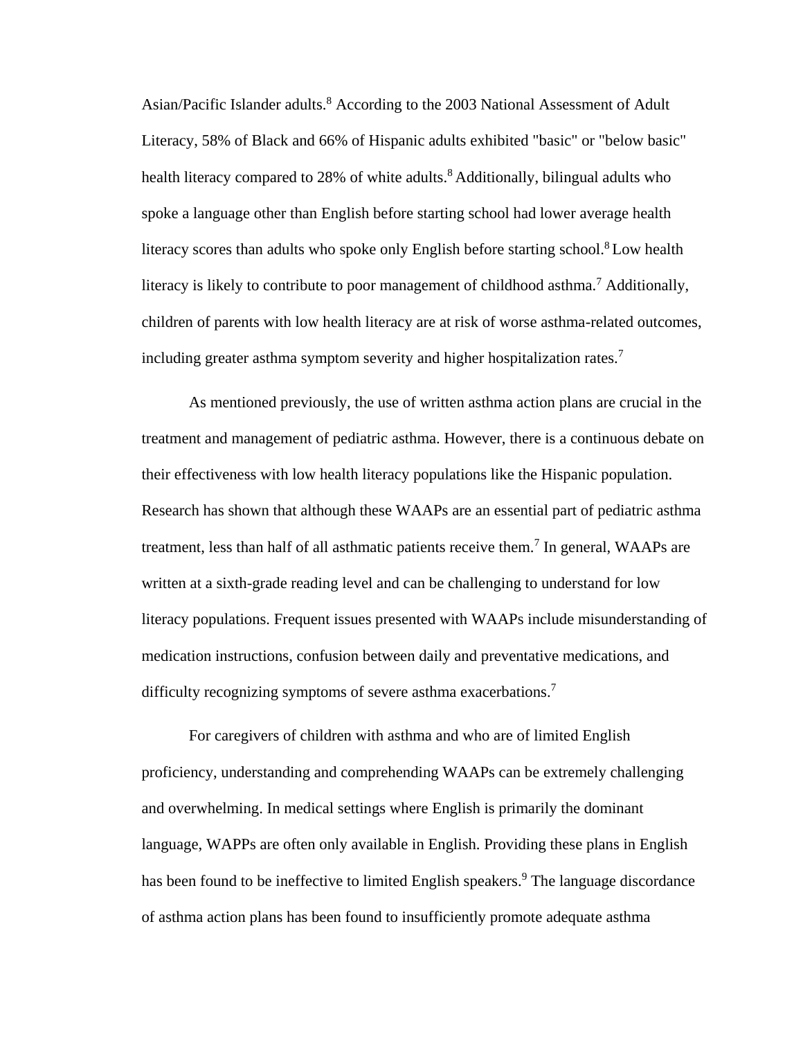Asian/Pacific Islander adults.[8] According to the 2003 National Assessment of Adult Literacy, 58% of Black and 66% of Hispanic adults exhibited "basic" or "below basic" health literacy compared to 28% of white adults.[8] Additionally, bilingual adults who spoke a language other than English before starting school had lower average health literacy scores than adults who spoke only English before starting school.[8] Low health literacy is likely to contribute to poor management of childhood asthma.[7] Additionally, children of parents with low health literacy are at risk of worse asthma-related outcomes, including greater asthma symptom severity and higher hospitalization rates.[7]

As mentioned previously, the use of written asthma action plans are crucial in the treatment and management of pediatric asthma. However, there is a continuous debate on their effectiveness with low health literacy populations like the Hispanic population. Research has shown that although these WAAPs are an essential part of pediatric asthma treatment, less than half of all asthmatic patients receive them.[7] In general, WAAPs are written at a sixth-grade reading level and can be challenging to understand for low literacy populations. Frequent issues presented with WAAPs include misunderstanding of medication instructions, confusion between daily and preventative medications, and difficulty recognizing symptoms of severe asthma exacerbations.[7]

For caregivers of children with asthma and who are of limited English proficiency, understanding and comprehending WAAPs can be extremely challenging and overwhelming. In medical settings where English is primarily the dominant language, WAPPs are often only available in English. Providing these plans in English has been found to be ineffective to limited English speakers.[9] The language discordance of asthma action plans has been found to insufficiently promote adequate asthma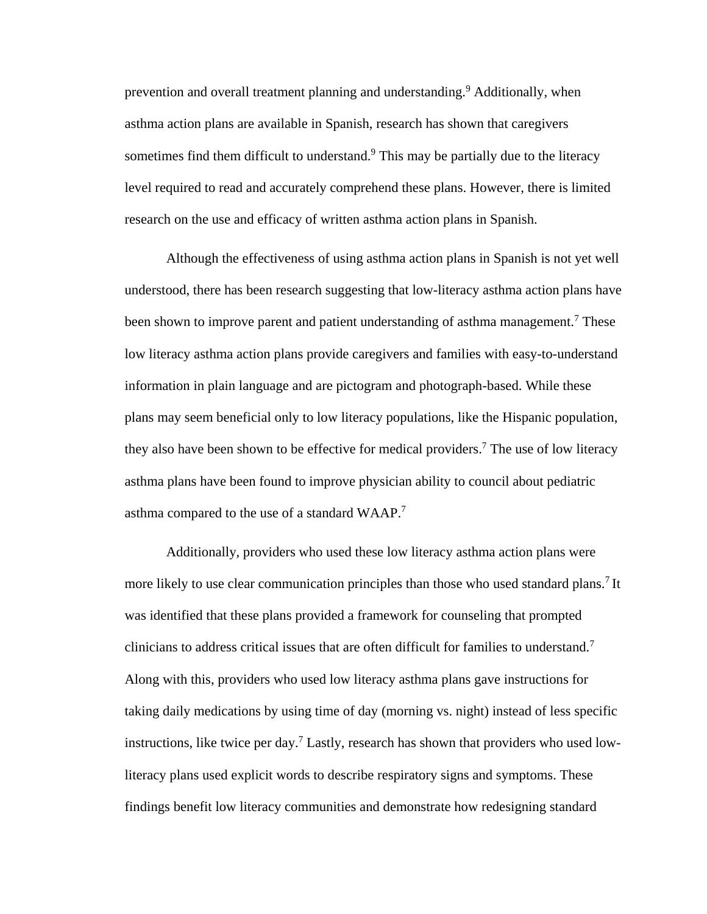prevention and overall treatment planning and understanding.[9] Additionally, when asthma action plans are available in Spanish, research has shown that caregivers sometimes find them difficult to understand.[9] This may be partially due to the literacy level required to read and accurately comprehend these plans. However, there is limited research on the use and efficacy of written asthma action plans in Spanish.

Although the effectiveness of using asthma action plans in Spanish is not yet well understood, there has been research suggesting that low-literacy asthma action plans have been shown to improve parent and patient understanding of asthma management.[7] These low literacy asthma action plans provide caregivers and families with easy-to-understand information in plain language and are pictogram and photograph-based. While these plans may seem beneficial only to low literacy populations, like the Hispanic population, they also have been shown to be effective for medical providers.[7] The use of low literacy asthma plans have been found to improve physician ability to council about pediatric asthma compared to the use of a standard WAAP.[7]

Additionally, providers who used these low literacy asthma action plans were more likely to use clear communication principles than those who used standard plans.[7] It was identified that these plans provided a framework for counseling that prompted clinicians to address critical issues that are often difficult for families to understand.[7] Along with this, providers who used low literacy asthma plans gave instructions for taking daily medications by using time of day (morning vs. night) instead of less specific instructions, like twice per day.[7] Lastly, research has shown that providers who used low-literacy plans used explicit words to describe respiratory signs and symptoms. These findings benefit low literacy communities and demonstrate how redesigning standard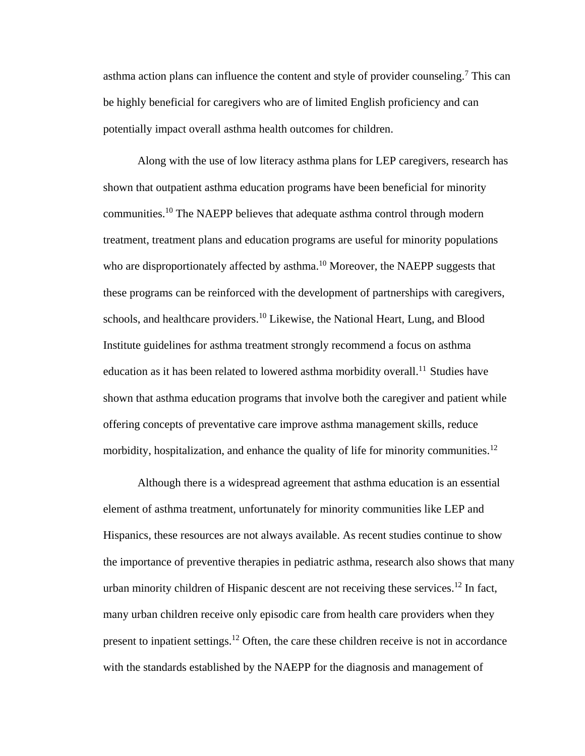asthma action plans can influence the content and style of provider counseling.[7] This can be highly beneficial for caregivers who are of limited English proficiency and can potentially impact overall asthma health outcomes for children.

Along with the use of low literacy asthma plans for LEP caregivers, research has shown that outpatient asthma education programs have been beneficial for minority communities.[10] The NAEPP believes that adequate asthma control through modern treatment, treatment plans and education programs are useful for minority populations who are disproportionately affected by asthma.[10] Moreover, the NAEPP suggests that these programs can be reinforced with the development of partnerships with caregivers, schools, and healthcare providers.[10] Likewise, the National Heart, Lung, and Blood Institute guidelines for asthma treatment strongly recommend a focus on asthma education as it has been related to lowered asthma morbidity overall.[11] Studies have shown that asthma education programs that involve both the caregiver and patient while offering concepts of preventative care improve asthma management skills, reduce morbidity, hospitalization, and enhance the quality of life for minority communities.[12]

Although there is a widespread agreement that asthma education is an essential element of asthma treatment, unfortunately for minority communities like LEP and Hispanics, these resources are not always available. As recent studies continue to show the importance of preventive therapies in pediatric asthma, research also shows that many urban minority children of Hispanic descent are not receiving these services.[12] In fact, many urban children receive only episodic care from health care providers when they present to inpatient settings.[12] Often, the care these children receive is not in accordance with the standards established by the NAEPP for the diagnosis and management of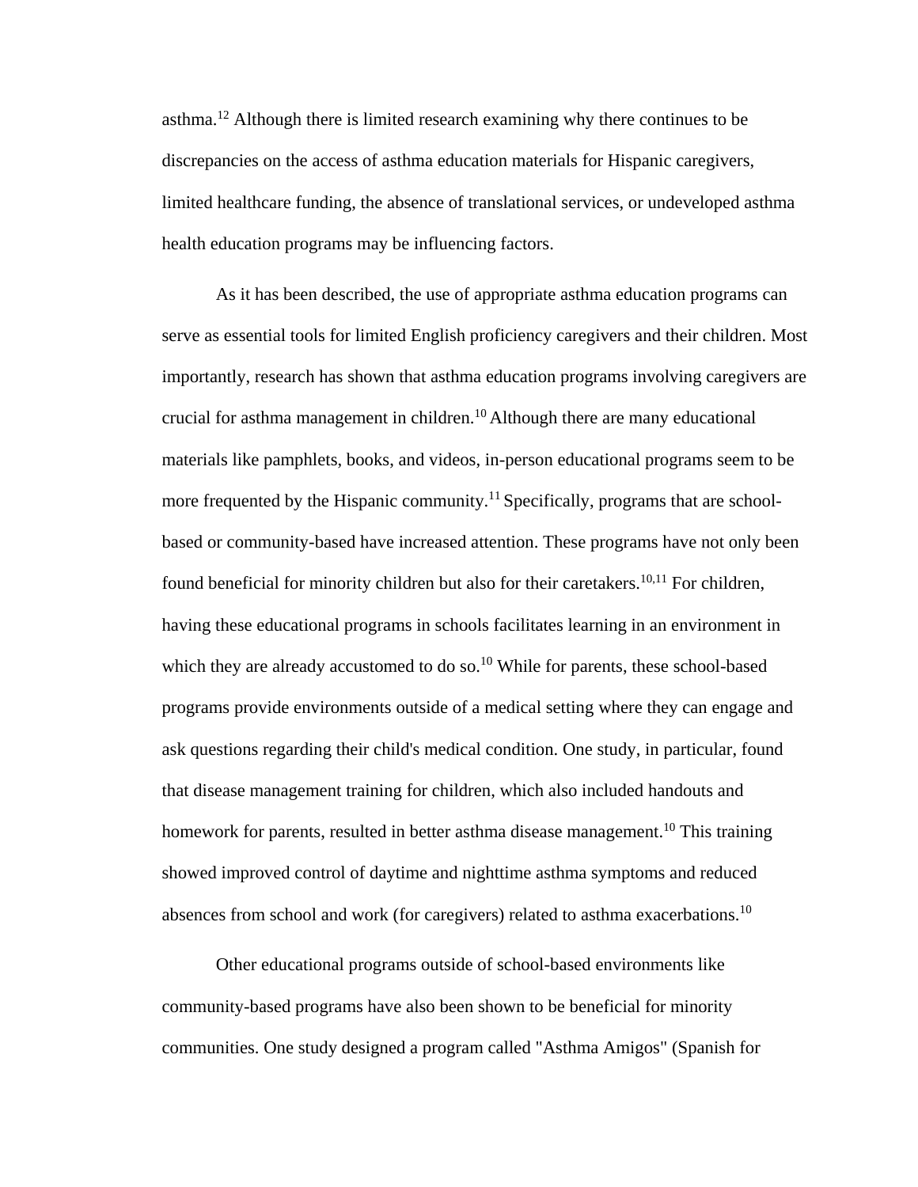asthma.[12] Although there is limited research examining why there continues to be discrepancies on the access of asthma education materials for Hispanic caregivers, limited healthcare funding, the absence of translational services, or undeveloped asthma health education programs may be influencing factors.

As it has been described, the use of appropriate asthma education programs can serve as essential tools for limited English proficiency caregivers and their children. Most importantly, research has shown that asthma education programs involving caregivers are crucial for asthma management in children.[10] Although there are many educational materials like pamphlets, books, and videos, in-person educational programs seem to be more frequented by the Hispanic community.[11] Specifically, programs that are school-based or community-based have increased attention. These programs have not only been found beneficial for minority children but also for their caretakers.[10,11] For children, having these educational programs in schools facilitates learning in an environment in which they are already accustomed to do so.[10] While for parents, these school-based programs provide environments outside of a medical setting where they can engage and ask questions regarding their child's medical condition. One study, in particular, found that disease management training for children, which also included handouts and homework for parents, resulted in better asthma disease management.[10] This training showed improved control of daytime and nighttime asthma symptoms and reduced absences from school and work (for caregivers) related to asthma exacerbations.[10]

Other educational programs outside of school-based environments like community-based programs have also been shown to be beneficial for minority communities. One study designed a program called "Asthma Amigos" (Spanish for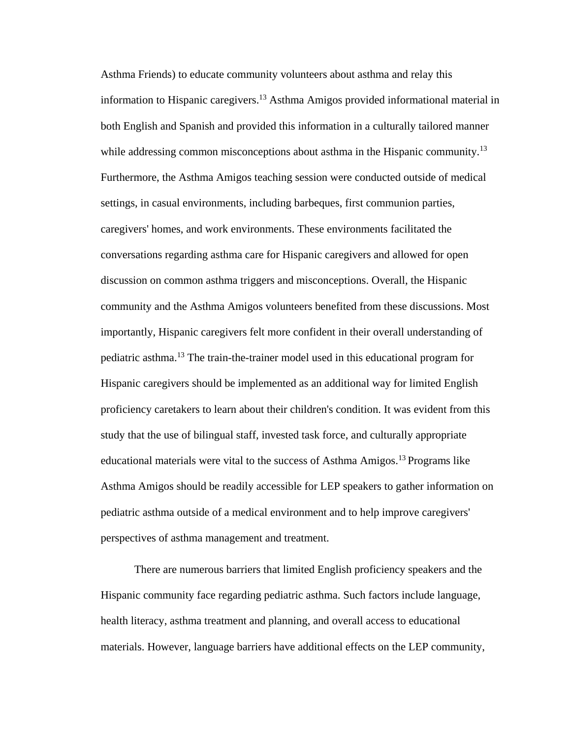Asthma Friends) to educate community volunteers about asthma and relay this information to Hispanic caregivers.[13] Asthma Amigos provided informational material in both English and Spanish and provided this information in a culturally tailored manner while addressing common misconceptions about asthma in the Hispanic community.[13] Furthermore, the Asthma Amigos teaching session were conducted outside of medical settings, in casual environments, including barbeques, first communion parties, caregivers' homes, and work environments. These environments facilitated the conversations regarding asthma care for Hispanic caregivers and allowed for open discussion on common asthma triggers and misconceptions. Overall, the Hispanic community and the Asthma Amigos volunteers benefited from these discussions. Most importantly, Hispanic caregivers felt more confident in their overall understanding of pediatric asthma.[13] The train-the-trainer model used in this educational program for Hispanic caregivers should be implemented as an additional way for limited English proficiency caretakers to learn about their children's condition. It was evident from this study that the use of bilingual staff, invested task force, and culturally appropriate educational materials were vital to the success of Asthma Amigos.[13] Programs like Asthma Amigos should be readily accessible for LEP speakers to gather information on pediatric asthma outside of a medical environment and to help improve caregivers' perspectives of asthma management and treatment.

There are numerous barriers that limited English proficiency speakers and the Hispanic community face regarding pediatric asthma. Such factors include language, health literacy, asthma treatment and planning, and overall access to educational materials. However, language barriers have additional effects on the LEP community,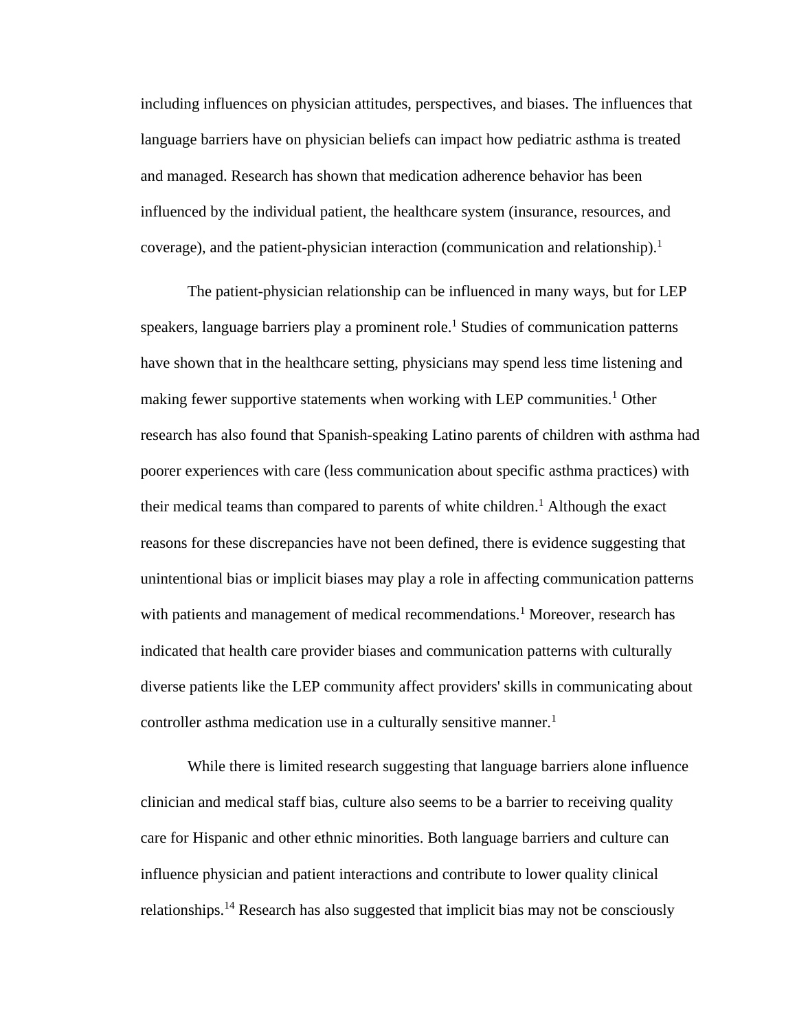including influences on physician attitudes, perspectives, and biases. The influences that language barriers have on physician beliefs can impact how pediatric asthma is treated and managed. Research has shown that medication adherence behavior has been influenced by the individual patient, the healthcare system (insurance, resources, and coverage), and the patient-physician interaction (communication and relationship).[1]

The patient-physician relationship can be influenced in many ways, but for LEP speakers, language barriers play a prominent role.[1] Studies of communication patterns have shown that in the healthcare setting, physicians may spend less time listening and making fewer supportive statements when working with LEP communities.[1] Other research has also found that Spanish-speaking Latino parents of children with asthma had poorer experiences with care (less communication about specific asthma practices) with their medical teams than compared to parents of white children.[1] Although the exact reasons for these discrepancies have not been defined, there is evidence suggesting that unintentional bias or implicit biases may play a role in affecting communication patterns with patients and management of medical recommendations.[1] Moreover, research has indicated that health care provider biases and communication patterns with culturally diverse patients like the LEP community affect providers' skills in communicating about controller asthma medication use in a culturally sensitive manner.[1]

While there is limited research suggesting that language barriers alone influence clinician and medical staff bias, culture also seems to be a barrier to receiving quality care for Hispanic and other ethnic minorities. Both language barriers and culture can influence physician and patient interactions and contribute to lower quality clinical relationships.[14] Research has also suggested that implicit bias may not be consciously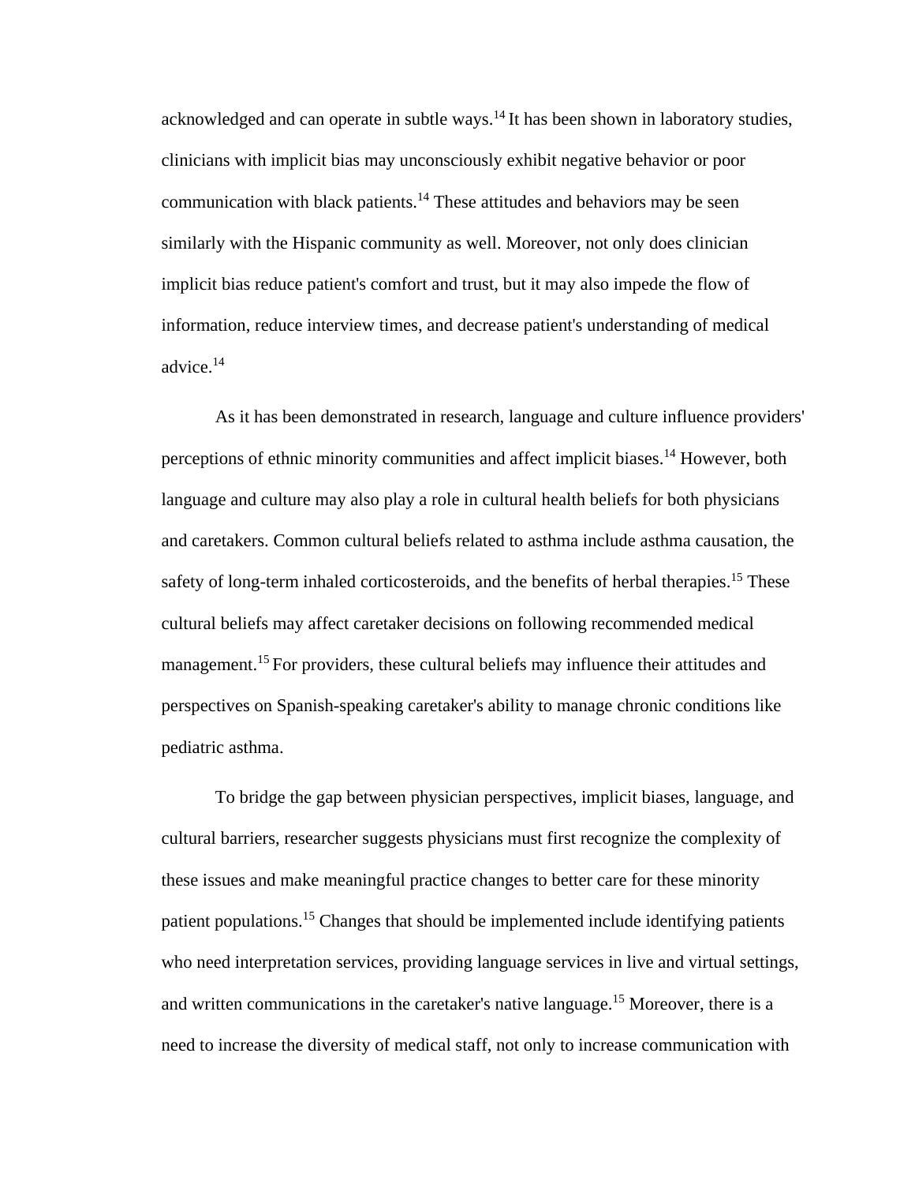acknowledged and can operate in subtle ways.[14] It has been shown in laboratory studies, clinicians with implicit bias may unconsciously exhibit negative behavior or poor communication with black patients.[14] These attitudes and behaviors may be seen similarly with the Hispanic community as well. Moreover, not only does clinician implicit bias reduce patient's comfort and trust, but it may also impede the flow of information, reduce interview times, and decrease patient's understanding of medical advice.[14]

As it has been demonstrated in research, language and culture influence providers' perceptions of ethnic minority communities and affect implicit biases.[14] However, both language and culture may also play a role in cultural health beliefs for both physicians and caretakers. Common cultural beliefs related to asthma include asthma causation, the safety of long-term inhaled corticosteroids, and the benefits of herbal therapies.[15] These cultural beliefs may affect caretaker decisions on following recommended medical management.[15] For providers, these cultural beliefs may influence their attitudes and perspectives on Spanish-speaking caretaker's ability to manage chronic conditions like pediatric asthma.

To bridge the gap between physician perspectives, implicit biases, language, and cultural barriers, researcher suggests physicians must first recognize the complexity of these issues and make meaningful practice changes to better care for these minority patient populations.[15] Changes that should be implemented include identifying patients who need interpretation services, providing language services in live and virtual settings, and written communications in the caretaker's native language.[15] Moreover, there is a need to increase the diversity of medical staff, not only to increase communication with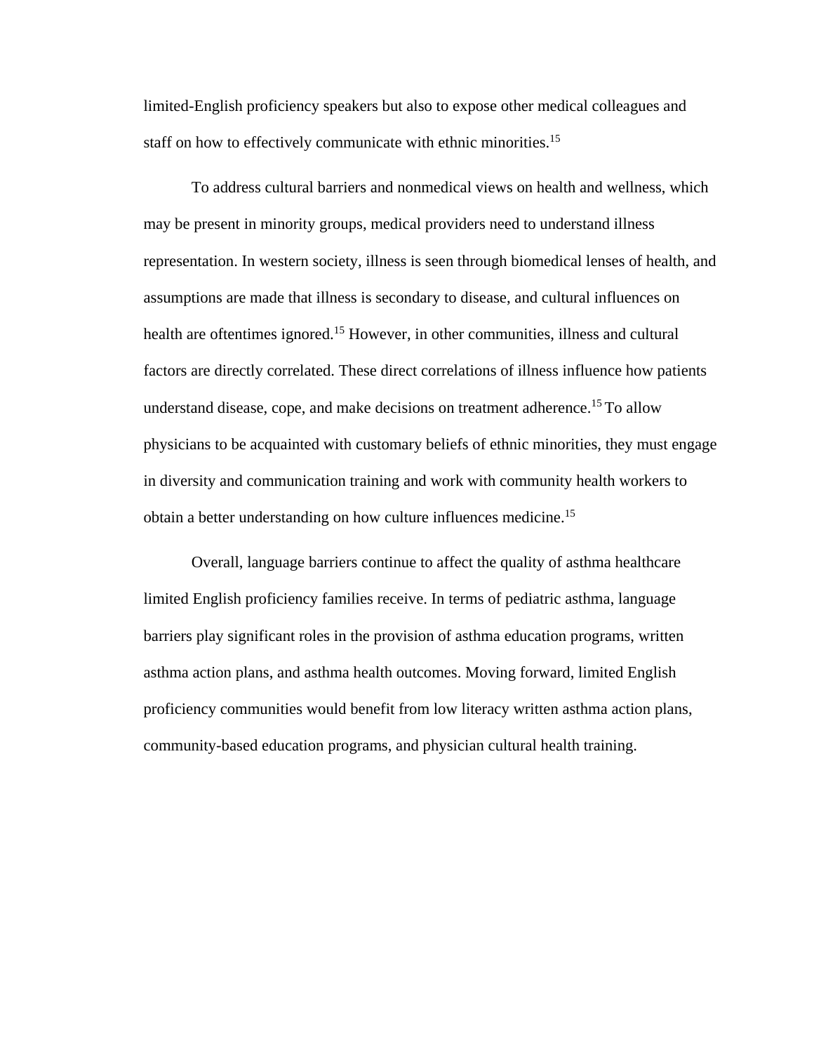limited-English proficiency speakers but also to expose other medical colleagues and staff on how to effectively communicate with ethnic minorities.[15]

To address cultural barriers and nonmedical views on health and wellness, which may be present in minority groups, medical providers need to understand illness representation. In western society, illness is seen through biomedical lenses of health, and assumptions are made that illness is secondary to disease, and cultural influences on health are oftentimes ignored.[15] However, in other communities, illness and cultural factors are directly correlated. These direct correlations of illness influence how patients understand disease, cope, and make decisions on treatment adherence.[15] To allow physicians to be acquainted with customary beliefs of ethnic minorities, they must engage in diversity and communication training and work with community health workers to obtain a better understanding on how culture influences medicine.[15]

Overall, language barriers continue to affect the quality of asthma healthcare limited English proficiency families receive. In terms of pediatric asthma, language barriers play significant roles in the provision of asthma education programs, written asthma action plans, and asthma health outcomes. Moving forward, limited English proficiency communities would benefit from low literacy written asthma action plans, community-based education programs, and physician cultural health training.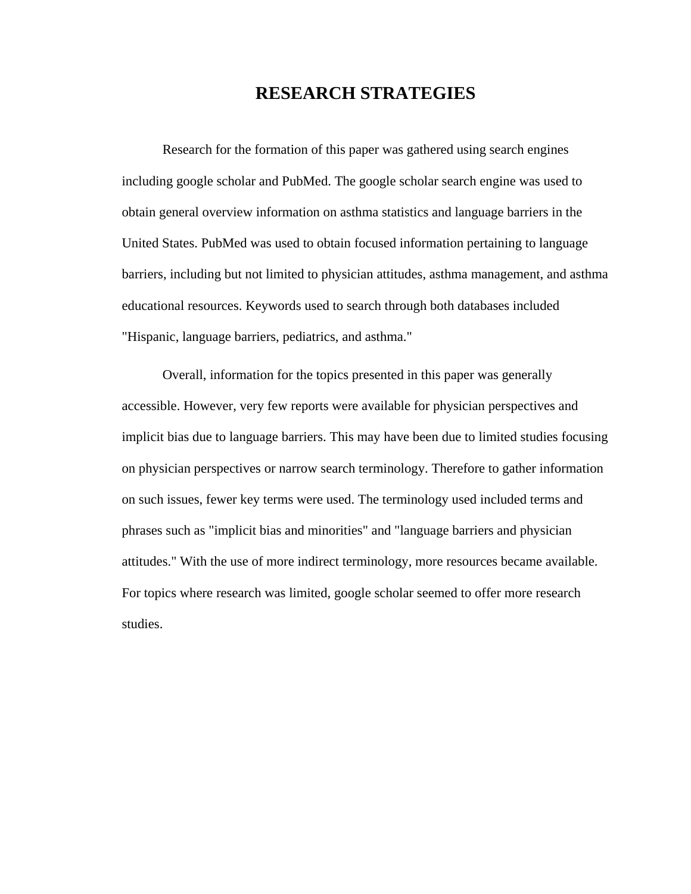# RESEARCH STRATEGIES

Research for the formation of this paper was gathered using search engines including google scholar and PubMed. The google scholar search engine was used to obtain general overview information on asthma statistics and language barriers in the United States. PubMed was used to obtain focused information pertaining to language barriers, including but not limited to physician attitudes, asthma management, and asthma educational resources. Keywords used to search through both databases included "Hispanic, language barriers, pediatrics, and asthma."

Overall, information for the topics presented in this paper was generally accessible. However, very few reports were available for physician perspectives and implicit bias due to language barriers. This may have been due to limited studies focusing on physician perspectives or narrow search terminology. Therefore to gather information on such issues, fewer key terms were used. The terminology used included terms and phrases such as "implicit bias and minorities" and "language barriers and physician attitudes." With the use of more indirect terminology, more resources became available. For topics where research was limited, google scholar seemed to offer more research studies.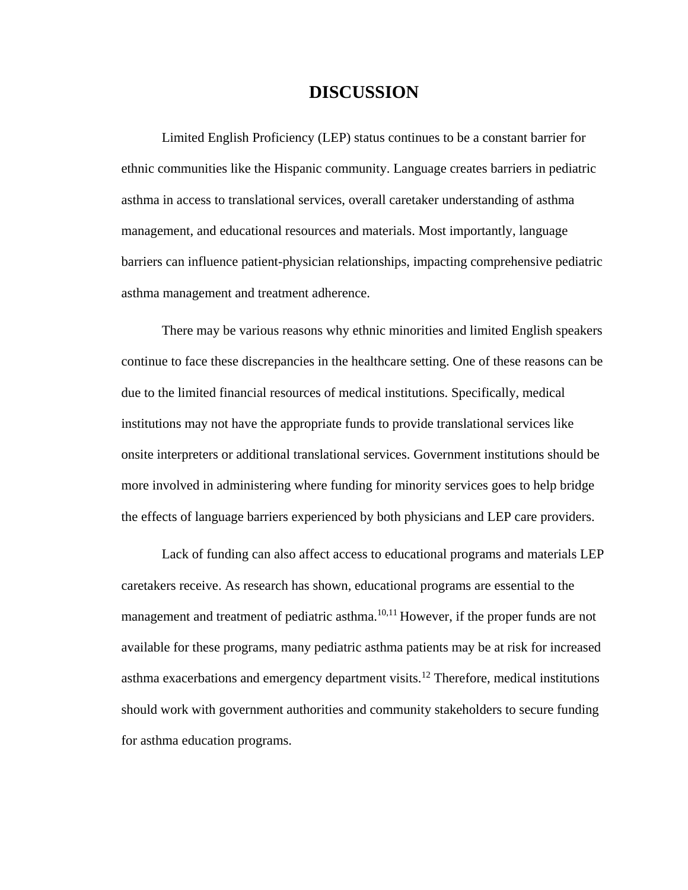# DISCUSSION

Limited English Proficiency (LEP) status continues to be a constant barrier for ethnic communities like the Hispanic community. Language creates barriers in pediatric asthma in access to translational services, overall caretaker understanding of asthma management, and educational resources and materials. Most importantly, language barriers can influence patient-physician relationships, impacting comprehensive pediatric asthma management and treatment adherence.

There may be various reasons why ethnic minorities and limited English speakers continue to face these discrepancies in the healthcare setting. One of these reasons can be due to the limited financial resources of medical institutions. Specifically, medical institutions may not have the appropriate funds to provide translational services like onsite interpreters or additional translational services. Government institutions should be more involved in administering where funding for minority services goes to help bridge the effects of language barriers experienced by both physicians and LEP care providers.

Lack of funding can also affect access to educational programs and materials LEP caretakers receive. As research has shown, educational programs are essential to the management and treatment of pediatric asthma.[10,11] However, if the proper funds are not available for these programs, many pediatric asthma patients may be at risk for increased asthma exacerbations and emergency department visits.[12] Therefore, medical institutions should work with government authorities and community stakeholders to secure funding for asthma education programs.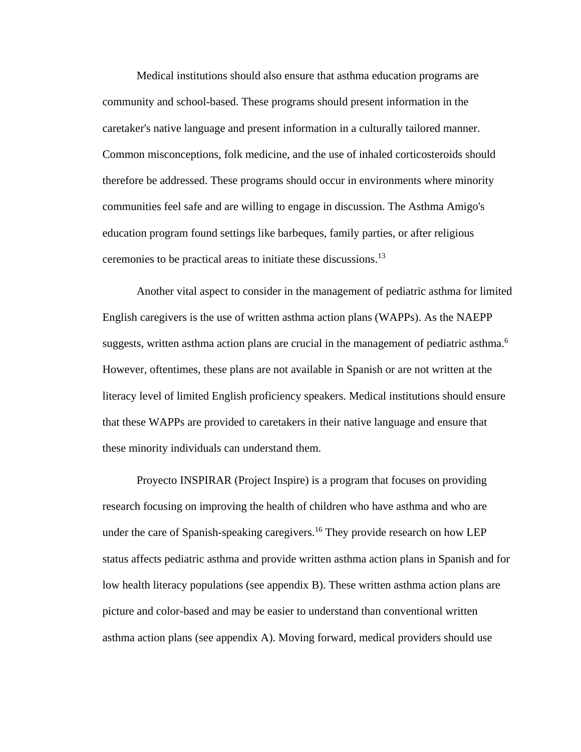Medical institutions should also ensure that asthma education programs are community and school-based. These programs should present information in the caretaker's native language and present information in a culturally tailored manner. Common misconceptions, folk medicine, and the use of inhaled corticosteroids should therefore be addressed. These programs should occur in environments where minority communities feel safe and are willing to engage in discussion. The Asthma Amigo's education program found settings like barbeques, family parties, or after religious ceremonies to be practical areas to initiate these discussions.[13]

Another vital aspect to consider in the management of pediatric asthma for limited English caregivers is the use of written asthma action plans (WAPPs). As the NAEPP suggests, written asthma action plans are crucial in the management of pediatric asthma.[6] However, oftentimes, these plans are not available in Spanish or are not written at the literacy level of limited English proficiency speakers. Medical institutions should ensure that these WAPPs are provided to caretakers in their native language and ensure that these minority individuals can understand them.

Proyecto INSPIRAR (Project Inspire) is a program that focuses on providing research focusing on improving the health of children who have asthma and who are under the care of Spanish-speaking caregivers.[16] They provide research on how LEP status affects pediatric asthma and provide written asthma action plans in Spanish and for low health literacy populations (see appendix B). These written asthma action plans are picture and color-based and may be easier to understand than conventional written asthma action plans (see appendix A). Moving forward, medical providers should use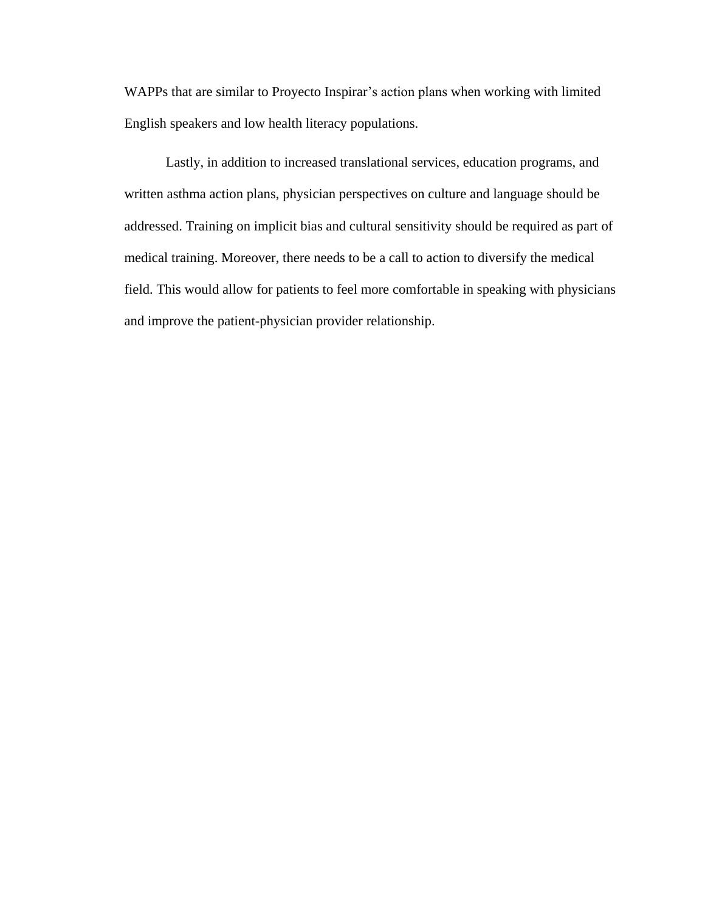WAPPs that are similar to Proyecto Inspirar's action plans when working with limited English speakers and low health literacy populations.

Lastly, in addition to increased translational services, education programs, and written asthma action plans, physician perspectives on culture and language should be addressed. Training on implicit bias and cultural sensitivity should be required as part of medical training. Moreover, there needs to be a call to action to diversify the medical field. This would allow for patients to feel more comfortable in speaking with physicians and improve the patient-physician provider relationship.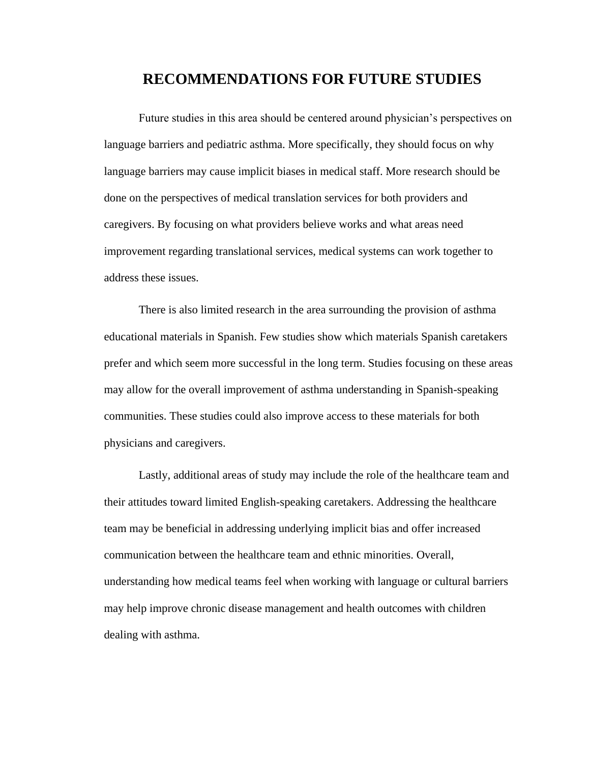# RECOMMENDATIONS FOR FUTURE STUDIES

Future studies in this area should be centered around physician's perspectives on language barriers and pediatric asthma. More specifically, they should focus on why language barriers may cause implicit biases in medical staff. More research should be done on the perspectives of medical translation services for both providers and caregivers. By focusing on what providers believe works and what areas need improvement regarding translational services, medical systems can work together to address these issues.

There is also limited research in the area surrounding the provision of asthma educational materials in Spanish. Few studies show which materials Spanish caretakers prefer and which seem more successful in the long term. Studies focusing on these areas may allow for the overall improvement of asthma understanding in Spanish-speaking communities. These studies could also improve access to these materials for both physicians and caregivers.

Lastly, additional areas of study may include the role of the healthcare team and their attitudes toward limited English-speaking caretakers. Addressing the healthcare team may be beneficial in addressing underlying implicit bias and offer increased communication between the healthcare team and ethnic minorities. Overall, understanding how medical teams feel when working with language or cultural barriers may help improve chronic disease management and health outcomes with children dealing with asthma.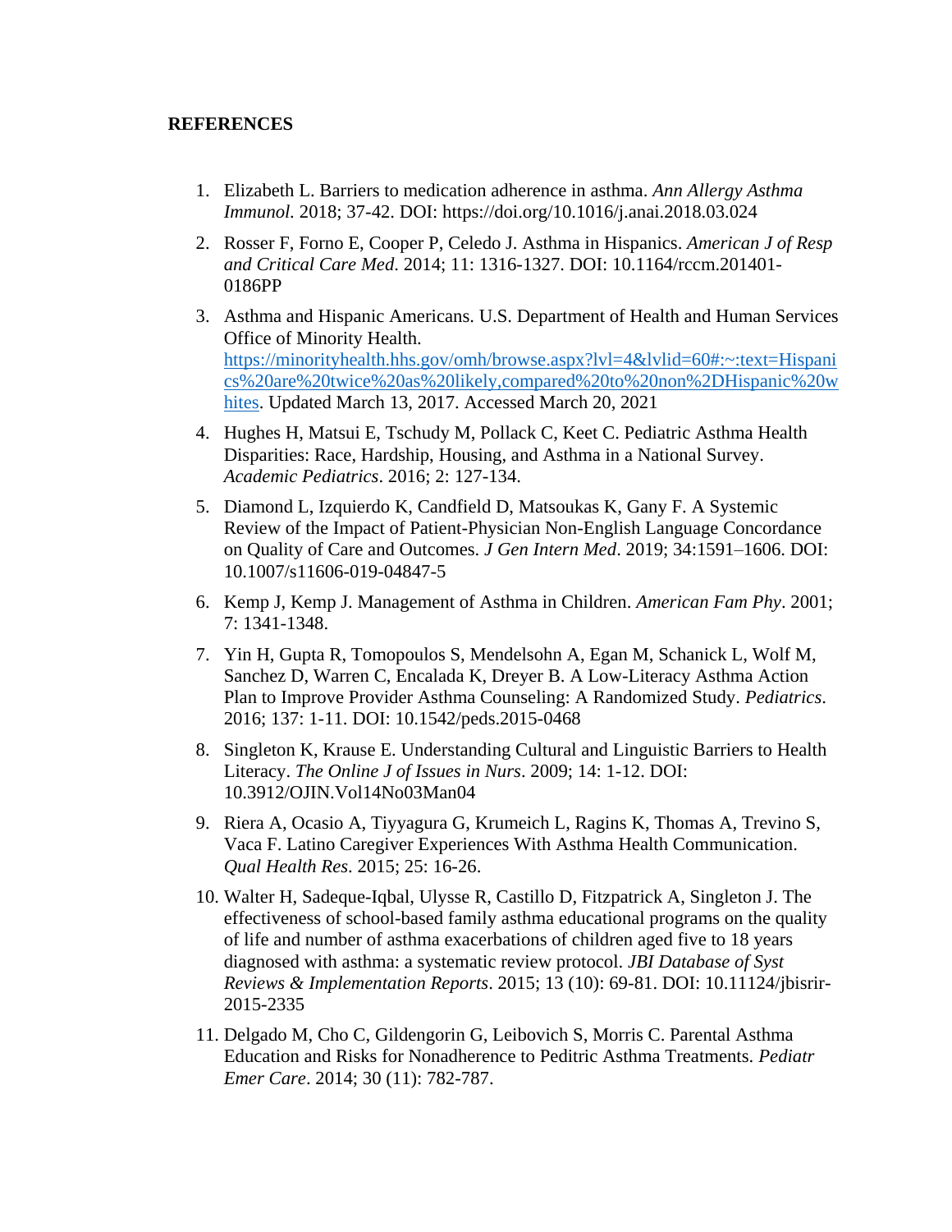**REFERENCES**

1. Elizabeth L. Barriers to medication adherence in asthma. *Ann Allergy Asthma Immunol.* 2018; 37-42. DOI: https://doi.org/10.1016/j.anai.2018.03.024
2. Rosser F, Forno E, Cooper P, Celedo J. Asthma in Hispanics. *American J of Resp and Critical Care Med*. 2014; 11: 1316-1327. DOI: 10.1164/rccm.201401-0186PP
3. Asthma and Hispanic Americans. U.S. Department of Health and Human Services Office of Minority Health. https://minorityhealth.hhs.gov/omh/browse.aspx?lvl=4&lvlid=60#:~:text=Hispanics%20are%20twice%20as%20likely,compared%20to%20non%2DHispanic%20whites. Updated March 13, 2017. Accessed March 20, 2021
4. Hughes H, Matsui E, Tschudy M, Pollack C, Keet C. Pediatric Asthma Health Disparities: Race, Hardship, Housing, and Asthma in a National Survey. *Academic Pediatrics*. 2016; 2: 127-134.
5. Diamond L, Izquierdo K, Candfield D, Matsoukas K, Gany F. A Systemic Review of the Impact of Patient-Physician Non-English Language Concordance on Quality of Care and Outcomes. *J Gen Intern Med*. 2019; 34:1591–1606. DOI: 10.1007/s11606-019-04847-5
6. Kemp J, Kemp J. Management of Asthma in Children. *American Fam Phy*. 2001; 7: 1341-1348.
7. Yin H, Gupta R, Tomopoulos S, Mendelsohn A, Egan M, Schanick L, Wolf M, Sanchez D, Warren C, Encalada K, Dreyer B. A Low-Literacy Asthma Action Plan to Improve Provider Asthma Counseling: A Randomized Study. *Pediatrics*. 2016; 137: 1-11. DOI: 10.1542/peds.2015-0468
8. Singleton K, Krause E. Understanding Cultural and Linguistic Barriers to Health Literacy. *The Online J of Issues in Nurs*. 2009; 14: 1-12. DOI: 10.3912/OJIN.Vol14No03Man04
9. Riera A, Ocasio A, Tiyyagura G, Krumeich L, Ragins K, Thomas A, Trevino S, Vaca F. Latino Caregiver Experiences With Asthma Health Communication. *Qual Health Res*. 2015; 25: 16-26.
10. Walter H, Sadeque-Iqbal, Ulysse R, Castillo D, Fitzpatrick A, Singleton J. The effectiveness of school-based family asthma educational programs on the quality of life and number of asthma exacerbations of children aged five to 18 years diagnosed with asthma: a systematic review protocol. *JBI Database of Syst Reviews & Implementation Reports*. 2015; 13 (10): 69-81. DOI: 10.11124/jbisrir-2015-2335
11. Delgado M, Cho C, Gildengorin G, Leibovich S, Morris C. Parental Asthma Education and Risks for Nonadherence to Peditric Asthma Treatments. *Pediatr Emer Care*. 2014; 30 (11): 782-787.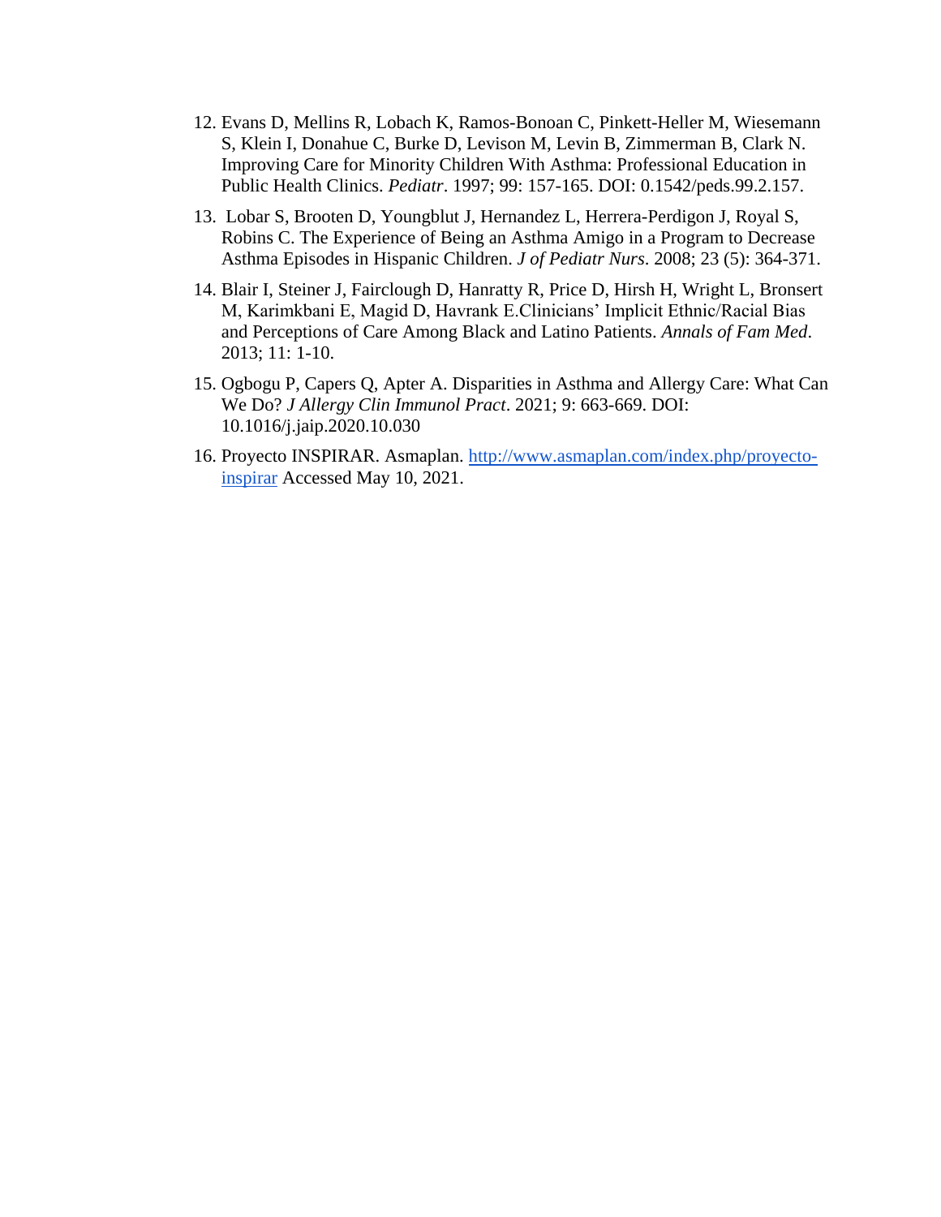12. Evans D, Mellins R, Lobach K, Ramos-Bonoan C, Pinkett-Heller M, Wiesemann S, Klein I, Donahue C, Burke D, Levison M, Levin B, Zimmerman B, Clark N. Improving Care for Minority Children With Asthma: Professional Education in Public Health Clinics. *Pediatr*. 1997; 99: 157-165. DOI: 0.1542/peds.99.2.157.

13. Lobar S, Brooten D, Youngblut J, Hernandez L, Herrera-Perdigon J, Royal S, Robins C. The Experience of Being an Asthma Amigo in a Program to Decrease Asthma Episodes in Hispanic Children. *J of Pediatr Nurs*. 2008; 23 (5): 364-371.

14. Blair I, Steiner J, Fairclough D, Hanratty R, Price D, Hirsh H, Wright L, Bronsert M, Karimkbani E, Magid D, Havrank E.Clinicians' Implicit Ethnic/Racial Bias and Perceptions of Care Among Black and Latino Patients. *Annals of Fam Med*. 2013; 11: 1-10.

15. Ogbogu P, Capers Q, Apter A. Disparities in Asthma and Allergy Care: What Can We Do? *J Allergy Clin Immunol Pract*. 2021; 9: 663-669. DOI: 10.1016/j.jaip.2020.10.030

16. Proyecto INSPIRAR. Asmaplan. [http://www.asmaplan.com/index.php/proyecto-inspirar](http://www.asmaplan.com/index.php/proyecto-inspirar) Accessed May 10, 2021.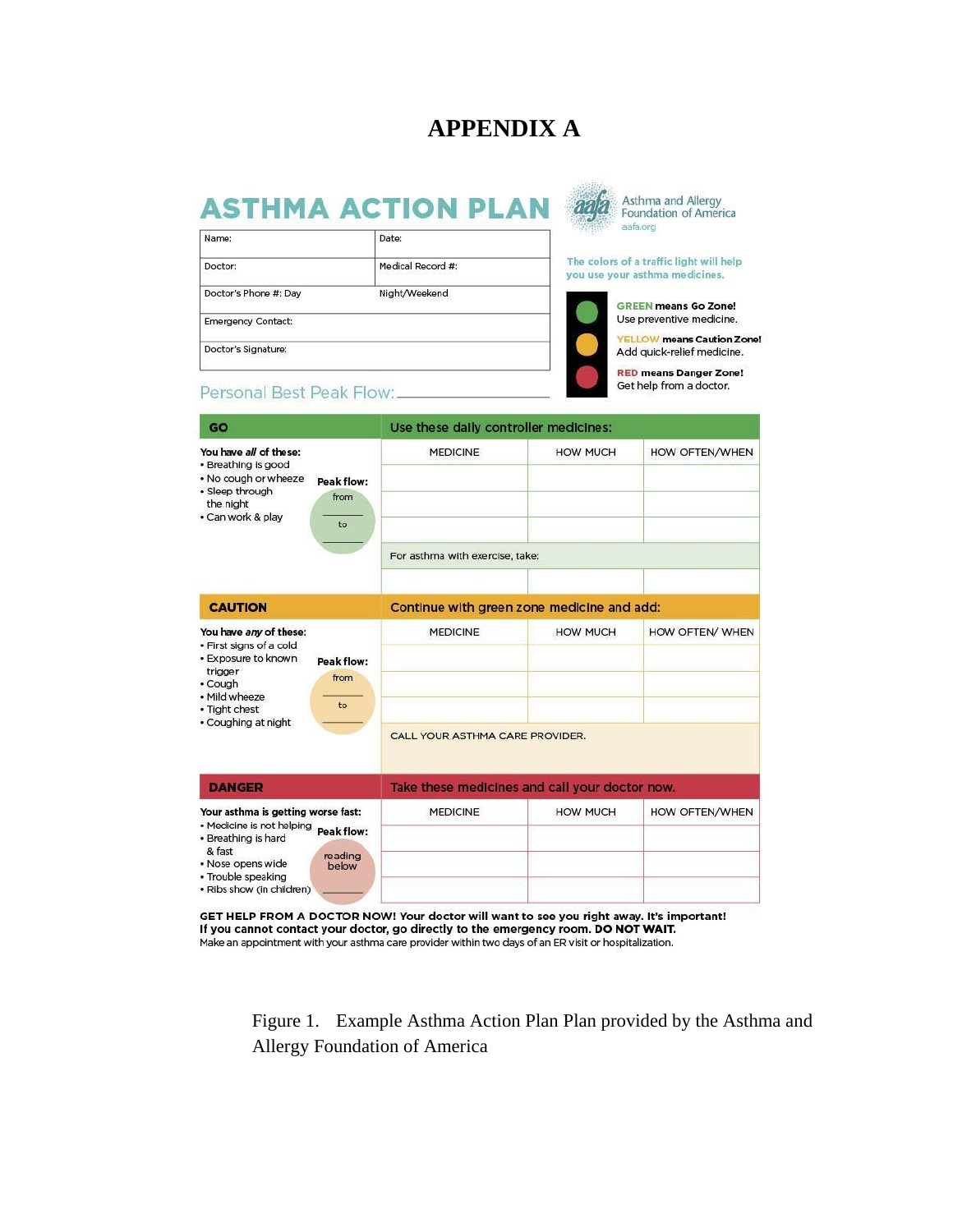# APPENDIX A

## ASTHMA ACTION PLAN

Asthma and Allergy Foundation of America
aafa.org

| Name: | Date: |
|---|---|
| Doctor: | Medical Record #: |
| Doctor's Phone #: Day | Night/Weekend |
| Emergency Contact: | |
| Doctor's Signature: | |

Personal Best Peak Flow: ____________

The colors of a traffic light will help you use your asthma medicines.

**GREEN** means Go Zone! Use preventive medicine.

**YELLOW** means Caution Zone! Add quick-relief medicine.

**RED** means Danger Zone! Get help from a doctor.

### GO

**Use these daily controller medicines:**

You have ***all*** of these:
- Breathing is good
- No cough or wheeze
- Sleep through the night
- Can work & play

**Peak flow:** from ______ to ______

| MEDICINE | HOW MUCH | HOW OFTEN/WHEN |
|---|---|---|
| | | |
| | | |
| | | |

For asthma with exercise, take:

| MEDICINE | HOW MUCH | HOW OFTEN/WHEN |
|---|---|---|
| | | |

### CAUTION

**Continue with green zone medicine and add:**

You have ***any*** of these:
- First signs of a cold
- Exposure to known trigger
- Cough
- Mild wheeze
- Tight chest
- Coughing at night

**Peak flow:** from ______ to ______

| MEDICINE | HOW MUCH | HOW OFTEN/ WHEN |
|---|---|---|
| | | |
| | | |
| | | |

CALL YOUR ASTHMA CARE PROVIDER.

### DANGER

**Take these medicines and call your doctor now.**

**Your asthma is getting worse fast:**
- Medicine is not helping
- Breathing is hard & fast
- Nose opens wide
- Trouble speaking
- Ribs show (in children)

**Peak flow:** reading below ______

| MEDICINE | HOW MUCH | HOW OFTEN/WHEN |
|---|---|---|
| | | |
| | | |
| | | |

**GET HELP FROM A DOCTOR NOW! Your doctor will want to see you right away. It's important! If you cannot contact your doctor, go directly to the emergency room. DO NOT WAIT.**
Make an appointment with your asthma care provider within two days of an ER visit or hospitalization.

Figure 1. Example Asthma Action Plan Plan provided by the Asthma and Allergy Foundation of America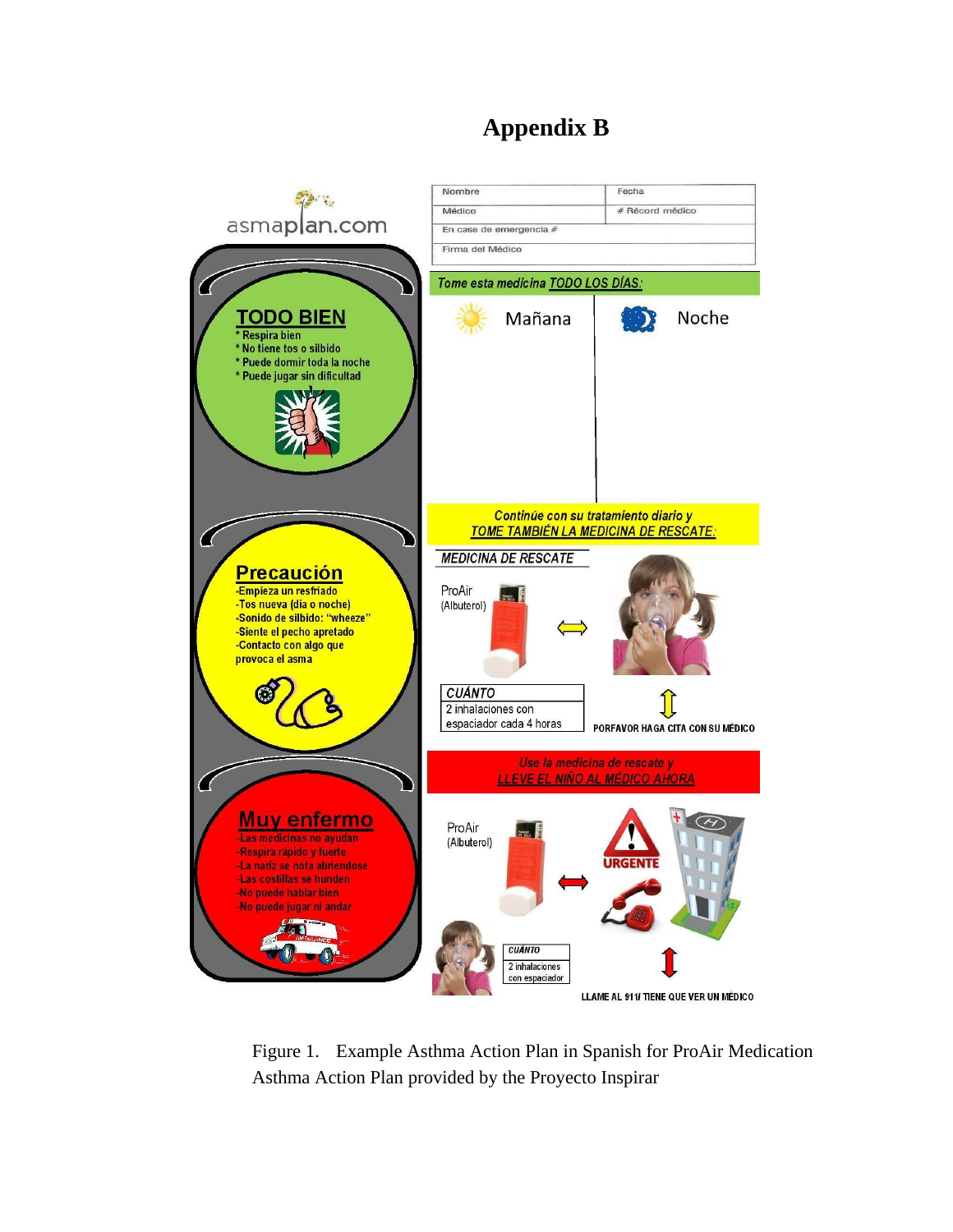# Appendix B

asmaplan.com

| Nombre | Fecha |
|---|---|
| Médico | # Récord médico |
| En case de emergencia # | |
| Firma del Médico | |

*Tome esta medicina TODO LOS DÍAS:*

Mañana

Noche

**TODO BIEN**

* Respira bien
* No tiene tos o silbido
* Puede dormir toda la noche
* Puede jugar sin dificultad

*Continúe con su tratamiento diario y TOME TAMBIÉN LA MEDICINA DE RESCATE:*

*MEDICINA DE RESCATE*

ProAir (Albuterol)

*CUÁNTO*

2 inhalaciones con espaciador cada 4 horas

PORFAVOR HAGA CITA CON SU MÉDICO

**Precaución**

-Empieza un resfriado
-Tos nueva (día o noche)
-Sonido de silbido: "wheeze"
-Siente el pecho apretado
-Contacto con algo que provoca el asma

*Use la medicina de rescate y LLEVE EL NIÑO AL MÉDICO AHORA*

ProAir (Albuterol)

URGENTE

*CUÁNTO*

2 inhalaciones con espaciador

LLAME AL 911/ TIENE QUE VER UN MÉDICO

**Muy enfermo**

-Las medicinas no ayudan
-Respira rápido y fuerte
-La nariz se nota abriéndose
-Las costillas se hunden
-No puede hablar bien
-No puede jugar ni andar

Figure 1. Example Asthma Action Plan in Spanish for ProAir Medication Asthma Action Plan provided by the Proyecto Inspirar